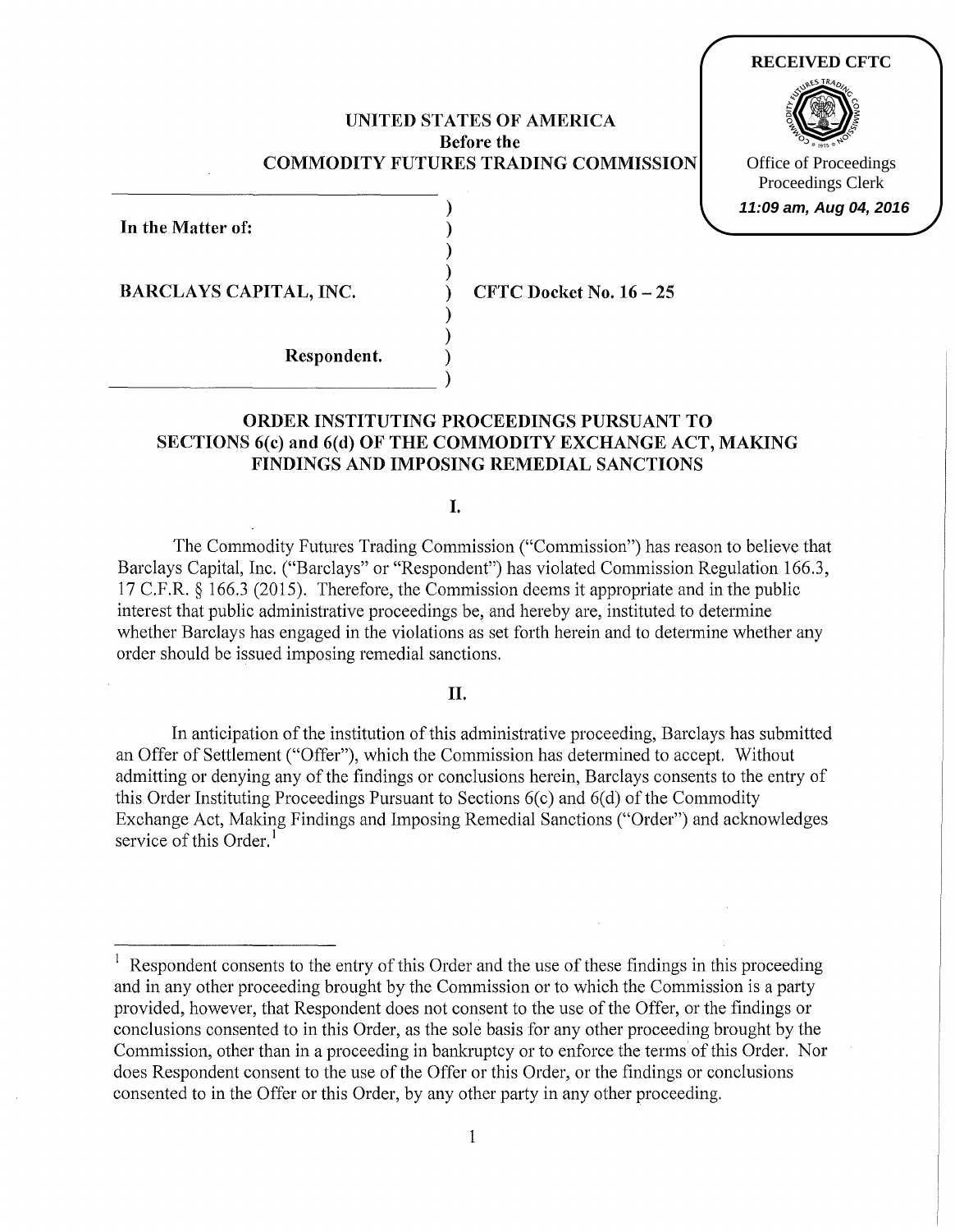RECEIVED CFTC

Office of Proceedings
Proceedings Clerk
*11:09 am, Aug 04, 2016*

**UNITED STATES OF AMERICA**
**Before the**
**COMMODITY FUTURES TRADING COMMISSION**

| | |
|---|---|
| **In the Matter of:** | |
| **BARCLAYS CAPITAL, INC.** | **CFTC Docket No. 16 – 25** |
| **Respondent.** | |

## ORDER INSTITUTING PROCEEDINGS PURSUANT TO SECTIONS 6(c) and 6(d) OF THE COMMODITY EXCHANGE ACT, MAKING FINDINGS AND IMPOSING REMEDIAL SANCTIONS

### I.

The Commodity Futures Trading Commission ("Commission") has reason to believe that Barclays Capital, Inc. ("Barclays" or "Respondent") has violated Commission Regulation 166.3, 17 C.F.R. § 166.3 (2015). Therefore, the Commission deems it appropriate and in the public interest that public administrative proceedings be, and hereby are, instituted to determine whether Barclays has engaged in the violations as set forth herein and to determine whether any order should be issued imposing remedial sanctions.

### II.

In anticipation of the institution of this administrative proceeding, Barclays has submitted an Offer of Settlement ("Offer"), which the Commission has determined to accept. Without admitting or denying any of the findings or conclusions herein, Barclays consents to the entry of this Order Instituting Proceedings Pursuant to Sections 6(c) and 6(d) of the Commodity Exchange Act, Making Findings and Imposing Remedial Sanctions ("Order") and acknowledges service of this Order.[1]

[1] Respondent consents to the entry of this Order and the use of these findings in this proceeding and in any other proceeding brought by the Commission or to which the Commission is a party provided, however, that Respondent does not consent to the use of the Offer, or the findings or conclusions consented to in this Order, as the sole basis for any other proceeding brought by the Commission, other than in a proceeding in bankruptcy or to enforce the terms of this Order. Nor does Respondent consent to the use of the Offer or this Order, or the findings or conclusions consented to in the Offer or this Order, by any other party in any other proceeding.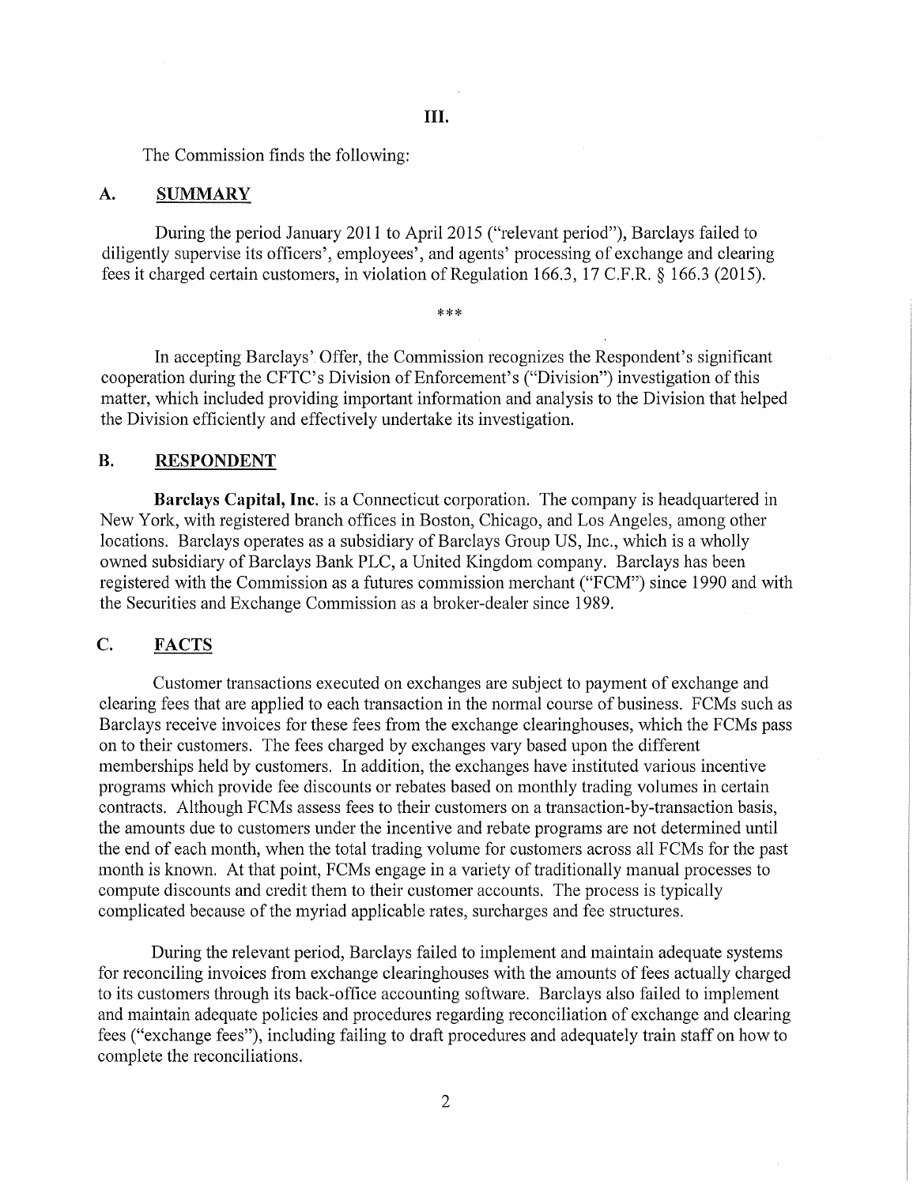# III.

The Commission finds the following:

## A. SUMMARY

During the period January 2011 to April 2015 ("relevant period"), Barclays failed to diligently supervise its officers', employees', and agents' processing of exchange and clearing fees it charged certain customers, in violation of Regulation 166.3, 17 C.F.R. § 166.3 (2015).

***

In accepting Barclays' Offer, the Commission recognizes the Respondent's significant cooperation during the CFTC's Division of Enforcement's ("Division") investigation of this matter, which included providing important information and analysis to the Division that helped the Division efficiently and effectively undertake its investigation.

## B. RESPONDENT

**Barclays Capital, Inc.** is a Connecticut corporation. The company is headquartered in New York, with registered branch offices in Boston, Chicago, and Los Angeles, among other locations. Barclays operates as a subsidiary of Barclays Group US, Inc., which is a wholly owned subsidiary of Barclays Bank PLC, a United Kingdom company. Barclays has been registered with the Commission as a futures commission merchant ("FCM") since 1990 and with the Securities and Exchange Commission as a broker-dealer since 1989.

## C. FACTS

Customer transactions executed on exchanges are subject to payment of exchange and clearing fees that are applied to each transaction in the normal course of business. FCMs such as Barclays receive invoices for these fees from the exchange clearinghouses, which the FCMs pass on to their customers. The fees charged by exchanges vary based upon the different memberships held by customers. In addition, the exchanges have instituted various incentive programs which provide fee discounts or rebates based on monthly trading volumes in certain contracts. Although FCMs assess fees to their customers on a transaction-by-transaction basis, the amounts due to customers under the incentive and rebate programs are not determined until the end of each month, when the total trading volume for customers across all FCMs for the past month is known. At that point, FCMs engage in a variety of traditionally manual processes to compute discounts and credit them to their customer accounts. The process is typically complicated because of the myriad applicable rates, surcharges and fee structures.

During the relevant period, Barclays failed to implement and maintain adequate systems for reconciling invoices from exchange clearinghouses with the amounts of fees actually charged to its customers through its back-office accounting software. Barclays also failed to implement and maintain adequate policies and procedures regarding reconciliation of exchange and clearing fees ("exchange fees"), including failing to draft procedures and adequately train staff on how to complete the reconciliations.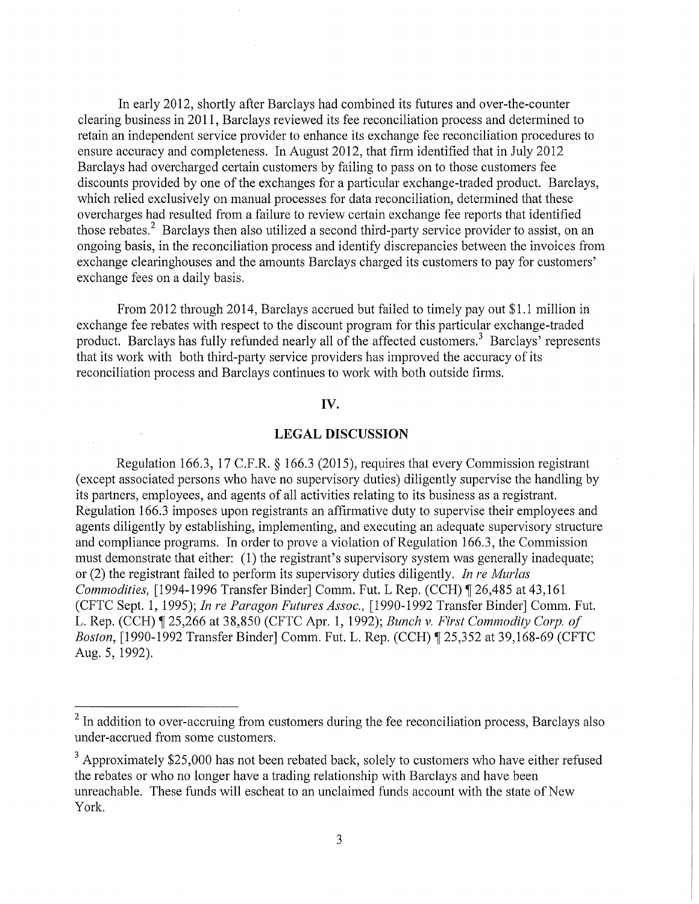In early 2012, shortly after Barclays had combined its futures and over-the-counter clearing business in 2011, Barclays reviewed its fee reconciliation process and determined to retain an independent service provider to enhance its exchange fee reconciliation procedures to ensure accuracy and completeness. In August 2012, that firm identified that in July 2012 Barclays had overcharged certain customers by failing to pass on to those customers fee discounts provided by one of the exchanges for a particular exchange-traded product. Barclays, which relied exclusively on manual processes for data reconciliation, determined that these overcharges had resulted from a failure to review certain exchange fee reports that identified those rebates.[2] Barclays then also utilized a second third-party service provider to assist, on an ongoing basis, in the reconciliation process and identify discrepancies between the invoices from exchange clearinghouses and the amounts Barclays charged its customers to pay for customers' exchange fees on a daily basis.

From 2012 through 2014, Barclays accrued but failed to timely pay out $1.1 million in exchange fee rebates with respect to the discount program for this particular exchange-traded product. Barclays has fully refunded nearly all of the affected customers.[3] Barclays' represents that its work with both third-party service providers has improved the accuracy of its reconciliation process and Barclays continues to work with both outside firms.

## IV.

## LEGAL DISCUSSION

Regulation 166.3, 17 C.F.R. § 166.3 (2015), requires that every Commission registrant (except associated persons who have no supervisory duties) diligently supervise the handling by its partners, employees, and agents of all activities relating to its business as a registrant. Regulation 166.3 imposes upon registrants an affirmative duty to supervise their employees and agents diligently by establishing, implementing, and executing an adequate supervisory structure and compliance programs. In order to prove a violation of Regulation 166.3, the Commission must demonstrate that either: (1) the registrant's supervisory system was generally inadequate; or (2) the registrant failed to perform its supervisory duties diligently. *In re Murlas Commodities,* [1994-1996 Transfer Binder] Comm. Fut. L Rep. (CCH) ¶ 26,485 at 43,161 (CFTC Sept. 1, 1995); *In re Paragon Futures Assoc.,* [1990-1992 Transfer Binder] Comm. Fut. L. Rep. (CCH) ¶ 25,266 at 38,850 (CFTC Apr. 1, 1992); *Bunch v. First Commodity Corp. of Boston*, [1990-1992 Transfer Binder] Comm. Fut. L. Rep. (CCH) ¶ 25,352 at 39,168-69 (CFTC Aug. 5, 1992).

---

[2] In addition to over-accruing from customers during the fee reconciliation process, Barclays also under-accrued from some customers.

[3] Approximately $25,000 has not been rebated back, solely to customers who have either refused the rebates or who no longer have a trading relationship with Barclays and have been unreachable. These funds will escheat to an unclaimed funds account with the state of New York.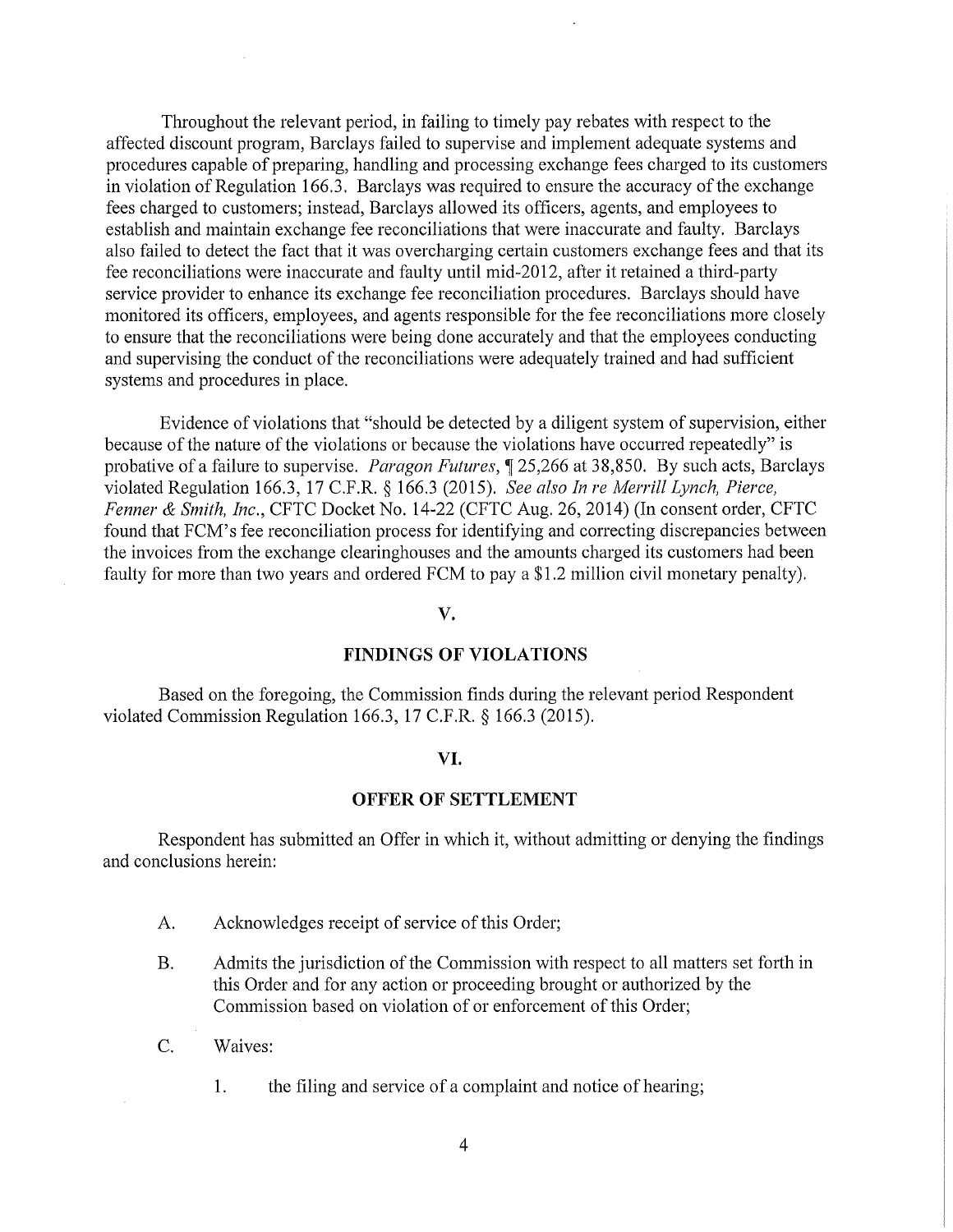Throughout the relevant period, in failing to timely pay rebates with respect to the affected discount program, Barclays failed to supervise and implement adequate systems and procedures capable of preparing, handling and processing exchange fees charged to its customers in violation of Regulation 166.3. Barclays was required to ensure the accuracy of the exchange fees charged to customers; instead, Barclays allowed its officers, agents, and employees to establish and maintain exchange fee reconciliations that were inaccurate and faulty. Barclays also failed to detect the fact that it was overcharging certain customers exchange fees and that its fee reconciliations were inaccurate and faulty until mid-2012, after it retained a third-party service provider to enhance its exchange fee reconciliation procedures. Barclays should have monitored its officers, employees, and agents responsible for the fee reconciliations more closely to ensure that the reconciliations were being done accurately and that the employees conducting and supervising the conduct of the reconciliations were adequately trained and had sufficient systems and procedures in place.

Evidence of violations that "should be detected by a diligent system of supervision, either because of the nature of the violations or because the violations have occurred repeatedly" is probative of a failure to supervise. *Paragon Futures*, ¶ 25,266 at 38,850. By such acts, Barclays violated Regulation 166.3, 17 C.F.R. § 166.3 (2015). *See also In re Merrill Lynch, Pierce, Fenner & Smith, Inc.*, CFTC Docket No. 14-22 (CFTC Aug. 26, 2014) (In consent order, CFTC found that FCM's fee reconciliation process for identifying and correcting discrepancies between the invoices from the exchange clearinghouses and the amounts charged its customers had been faulty for more than two years and ordered FCM to pay a $1.2 million civil monetary penalty).

## V.

## FINDINGS OF VIOLATIONS

Based on the foregoing, the Commission finds during the relevant period Respondent violated Commission Regulation 166.3, 17 C.F.R. § 166.3 (2015).

## VI.

## OFFER OF SETTLEMENT

Respondent has submitted an Offer in which it, without admitting or denying the findings and conclusions herein:

A. Acknowledges receipt of service of this Order;

B. Admits the jurisdiction of the Commission with respect to all matters set forth in this Order and for any action or proceeding brought or authorized by the Commission based on violation of or enforcement of this Order;

C. Waives:

   1. the filing and service of a complaint and notice of hearing;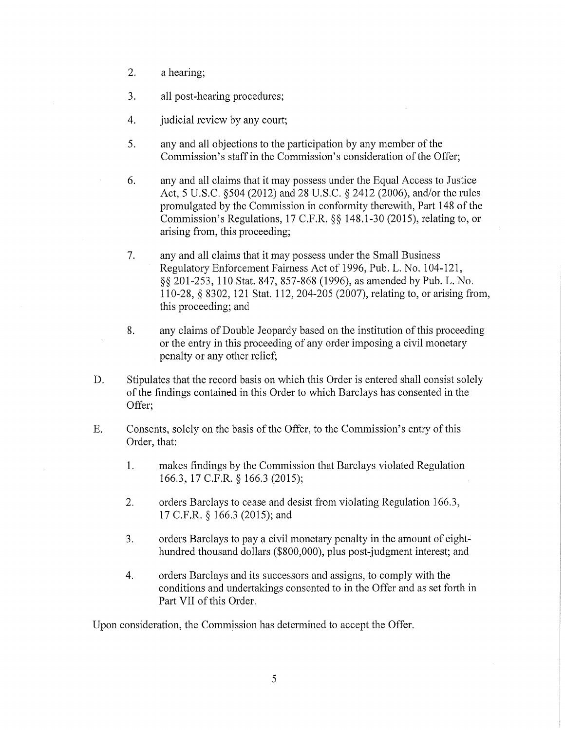2. a hearing;

3. all post-hearing procedures;

4. judicial review by any court;

5. any and all objections to the participation by any member of the Commission's staff in the Commission's consideration of the Offer;

6. any and all claims that it may possess under the Equal Access to Justice Act, 5 U.S.C. §504 (2012) and 28 U.S.C. § 2412 (2006), and/or the rules promulgated by the Commission in conformity therewith, Part 148 of the Commission's Regulations, 17 C.F.R. §§ 148.1-30 (2015), relating to, or arising from, this proceeding;

7. any and all claims that it may possess under the Small Business Regulatory Enforcement Fairness Act of 1996, Pub. L. No. 104-121, §§ 201-253, 110 Stat. 847, 857-868 (1996), as amended by Pub. L. No. 110-28, § 8302, 121 Stat. 112, 204-205 (2007), relating to, or arising from, this proceeding; and

8. any claims of Double Jeopardy based on the institution of this proceeding or the entry in this proceeding of any order imposing a civil monetary penalty or any other relief;

D. Stipulates that the record basis on which this Order is entered shall consist solely of the findings contained in this Order to which Barclays has consented in the Offer;

E. Consents, solely on the basis of the Offer, to the Commission's entry of this Order, that:

1. makes findings by the Commission that Barclays violated Regulation 166.3, 17 C.F.R. § 166.3 (2015);

2. orders Barclays to cease and desist from violating Regulation 166.3, 17 C.F.R. § 166.3 (2015); and

3. orders Barclays to pay a civil monetary penalty in the amount of eight-hundred thousand dollars ($800,000), plus post-judgment interest; and

4. orders Barclays and its successors and assigns, to comply with the conditions and undertakings consented to in the Offer and as set forth in Part VII of this Order.

Upon consideration, the Commission has determined to accept the Offer.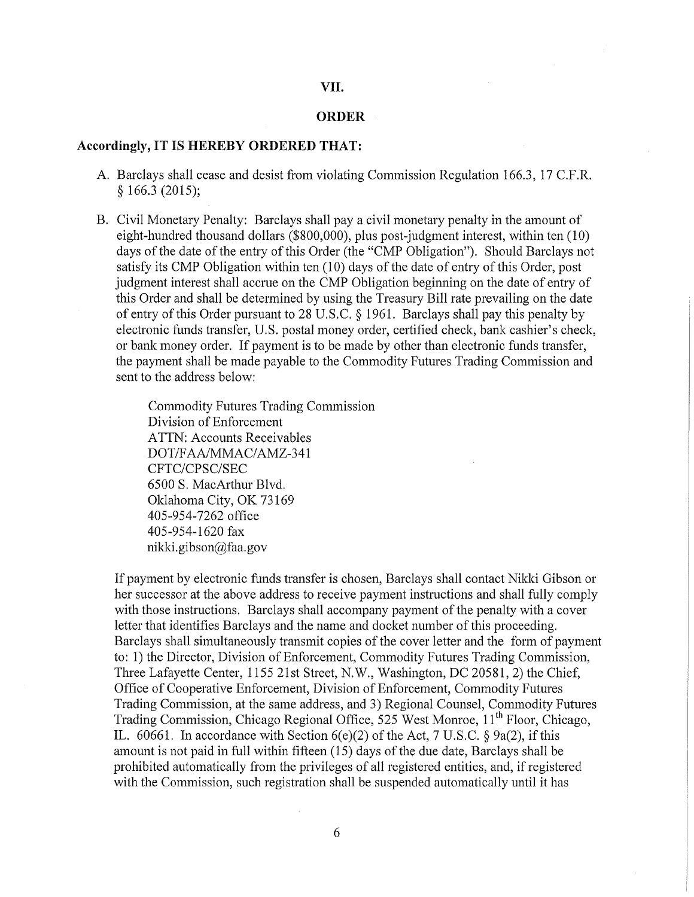## VII.

## ORDER

**Accordingly, IT IS HEREBY ORDERED THAT:**

A. Barclays shall cease and desist from violating Commission Regulation 166.3, 17 C.F.R. § 166.3 (2015);

B. Civil Monetary Penalty: Barclays shall pay a civil monetary penalty in the amount of eight-hundred thousand dollars ($800,000), plus post-judgment interest, within ten (10) days of the date of the entry of this Order (the "CMP Obligation"). Should Barclays not satisfy its CMP Obligation within ten (10) days of the date of entry of this Order, post judgment interest shall accrue on the CMP Obligation beginning on the date of entry of this Order and shall be determined by using the Treasury Bill rate prevailing on the date of entry of this Order pursuant to 28 U.S.C. § 1961. Barclays shall pay this penalty by electronic funds transfer, U.S. postal money order, certified check, bank cashier's check, or bank money order. If payment is to be made by other than electronic funds transfer, the payment shall be made payable to the Commodity Futures Trading Commission and sent to the address below:

   Commodity Futures Trading Commission
   Division of Enforcement
   ATTN: Accounts Receivables
   DOT/FAA/MMAC/AMZ-341
   CFTC/CPSC/SEC
   6500 S. MacArthur Blvd.
   Oklahoma City, OK 73169
   405-954-7262 office
   405-954-1620 fax
   nikki.gibson@faa.gov

   If payment by electronic funds transfer is chosen, Barclays shall contact Nikki Gibson or her successor at the above address to receive payment instructions and shall fully comply with those instructions. Barclays shall accompany payment of the penalty with a cover letter that identifies Barclays and the name and docket number of this proceeding. Barclays shall simultaneously transmit copies of the cover letter and the form of payment to: 1) the Director, Division of Enforcement, Commodity Futures Trading Commission, Three Lafayette Center, 1155 21st Street, N.W., Washington, DC 20581, 2) the Chief, Office of Cooperative Enforcement, Division of Enforcement, Commodity Futures Trading Commission, at the same address, and 3) Regional Counsel, Commodity Futures Trading Commission, Chicago Regional Office, 525 West Monroe, 11th Floor, Chicago, IL. 60661. In accordance with Section 6(e)(2) of the Act, 7 U.S.C. § 9a(2), if this amount is not paid in full within fifteen (15) days of the due date, Barclays shall be prohibited automatically from the privileges of all registered entities, and, if registered with the Commission, such registration shall be suspended automatically until it has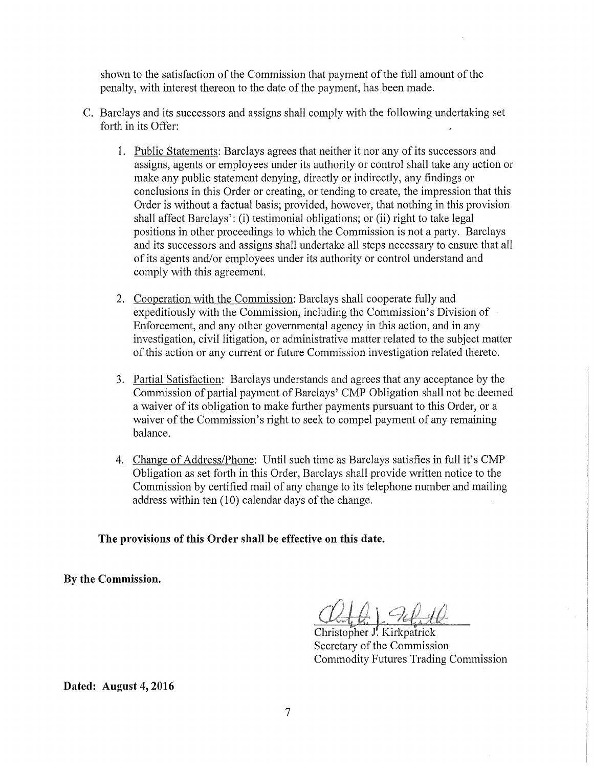shown to the satisfaction of the Commission that payment of the full amount of the penalty, with interest thereon to the date of the payment, has been made.

C. Barclays and its successors and assigns shall comply with the following undertaking set forth in its Offer:

1. Public Statements: Barclays agrees that neither it nor any of its successors and assigns, agents or employees under its authority or control shall take any action or make any public statement denying, directly or indirectly, any findings or conclusions in this Order or creating, or tending to create, the impression that this Order is without a factual basis; provided, however, that nothing in this provision shall affect Barclays': (i) testimonial obligations; or (ii) right to take legal positions in other proceedings to which the Commission is not a party. Barclays and its successors and assigns shall undertake all steps necessary to ensure that all of its agents and/or employees under its authority or control understand and comply with this agreement.

2. Cooperation with the Commission: Barclays shall cooperate fully and expeditiously with the Commission, including the Commission's Division of Enforcement, and any other governmental agency in this action, and in any investigation, civil litigation, or administrative matter related to the subject matter of this action or any current or future Commission investigation related thereto.

3. Partial Satisfaction: Barclays understands and agrees that any acceptance by the Commission of partial payment of Barclays' CMP Obligation shall not be deemed a waiver of its obligation to make further payments pursuant to this Order, or a waiver of the Commission's right to seek to compel payment of any remaining balance.

4. Change of Address/Phone: Until such time as Barclays satisfies in full it's CMP Obligation as set forth in this Order, Barclays shall provide written notice to the Commission by certified mail of any change to its telephone number and mailing address within ten (10) calendar days of the change.

**The provisions of this Order shall be effective on this date.**

**By the Commission.**

Christopher J. Kirkpatrick
Secretary of the Commission
Commodity Futures Trading Commission

**Dated: August 4, 2016**